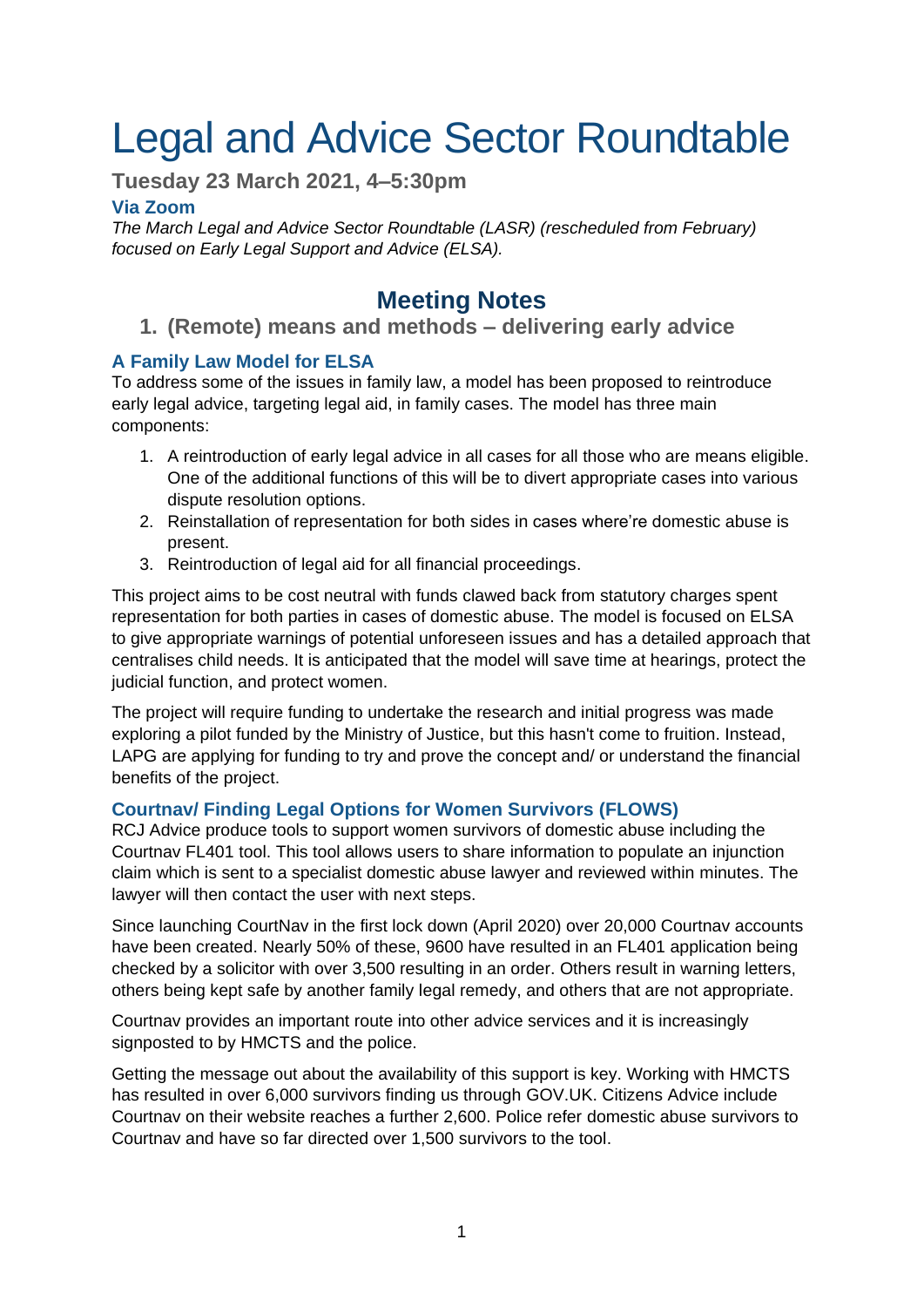# Legal and Advice Sector Roundtable

**Tuesday 23 March 2021, 4–5:30pm**

**Via Zoom**

*The March Legal and Advice Sector Roundtable (LASR) (rescheduled from February) focused on Early Legal Support and Advice (ELSA).*

## Meeting Notes

### 1. (Remote) means and methods – delivering early advice

#### A Family Law Model for ELSA

To address some of the issues in family law, a model has been proposed to reintroduce early legal advice, targeting legal aid, in family cases. The model has three main components:

1. A reintroduction of early legal advice in all cases for all those who are means eligible. One of the additional functions of this will be to divert appropriate cases into various dispute resolution options.
2. Reinstallation of representation for both sides in cases where're domestic abuse is present.
3. Reintroduction of legal aid for all financial proceedings.

This project aims to be cost neutral with funds clawed back from statutory charges spent representation for both parties in cases of domestic abuse. The model is focused on ELSA to give appropriate warnings of potential unforeseen issues and has a detailed approach that centralises child needs. It is anticipated that the model will save time at hearings, protect the judicial function, and protect women.

The project will require funding to undertake the research and initial progress was made exploring a pilot funded by the Ministry of Justice, but this hasn't come to fruition. Instead, LAPG are applying for funding to try and prove the concept and/ or understand the financial benefits of the project.

#### Courtnav/ Finding Legal Options for Women Survivors (FLOWS)

RCJ Advice produce tools to support women survivors of domestic abuse including the Courtnav FL401 tool. This tool allows users to share information to populate an injunction claim which is sent to a specialist domestic abuse lawyer and reviewed within minutes. The lawyer will then contact the user with next steps.

Since launching CourtNav in the first lock down (April 2020) over 20,000 Courtnav accounts have been created. Nearly 50% of these, 9600 have resulted in an FL401 application being checked by a solicitor with over 3,500 resulting in an order. Others result in warning letters, others being kept safe by another family legal remedy, and others that are not appropriate.

Courtnav provides an important route into other advice services and it is increasingly signposted to by HMCTS and the police.

Getting the message out about the availability of this support is key. Working with HMCTS has resulted in over 6,000 survivors finding us through GOV.UK. Citizens Advice include Courtnav on their website reaches a further 2,600. Police refer domestic abuse survivors to Courtnav and have so far directed over 1,500 survivors to the tool.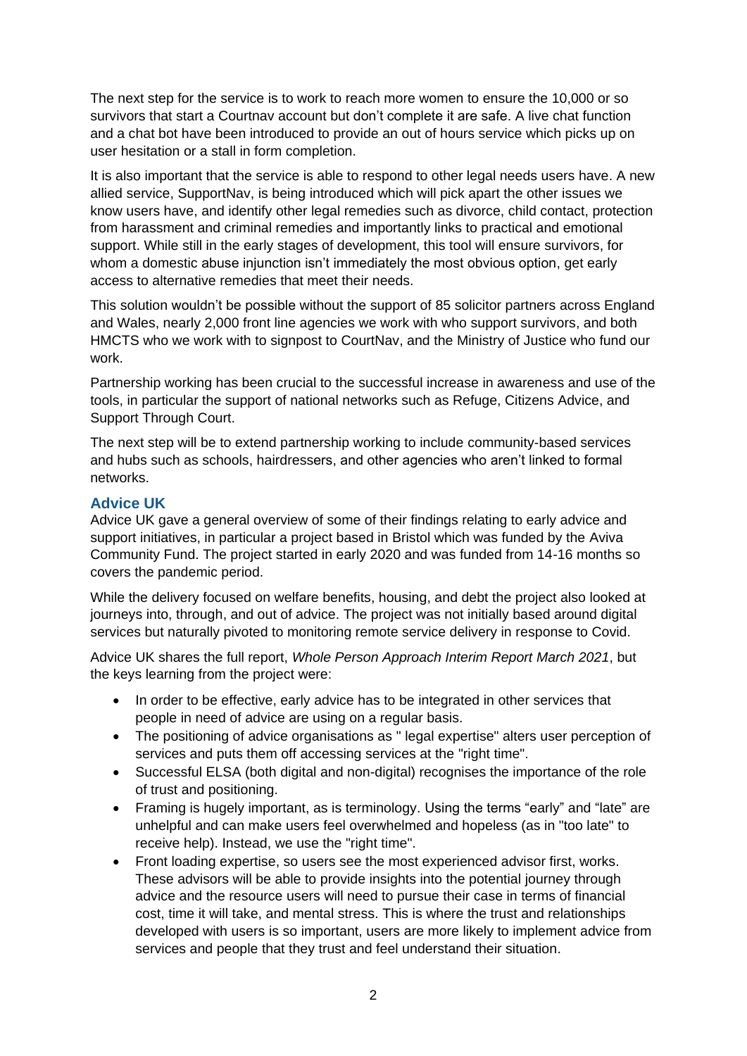The next step for the service is to work to reach more women to ensure the 10,000 or so survivors that start a Courtnav account but don't complete it are safe. A live chat function and a chat bot have been introduced to provide an out of hours service which picks up on user hesitation or a stall in form completion.

It is also important that the service is able to respond to other legal needs users have. A new allied service, SupportNav, is being introduced which will pick apart the other issues we know users have, and identify other legal remedies such as divorce, child contact, protection from harassment and criminal remedies and importantly links to practical and emotional support. While still in the early stages of development, this tool will ensure survivors, for whom a domestic abuse injunction isn't immediately the most obvious option, get early access to alternative remedies that meet their needs.

This solution wouldn't be possible without the support of 85 solicitor partners across England and Wales, nearly 2,000 front line agencies we work with who support survivors, and both HMCTS who we work with to signpost to CourtNav, and the Ministry of Justice who fund our work.

Partnership working has been crucial to the successful increase in awareness and use of the tools, in particular the support of national networks such as Refuge, Citizens Advice, and Support Through Court.

The next step will be to extend partnership working to include community-based services and hubs such as schools, hairdressers, and other agencies who aren't linked to formal networks.

### Advice UK

Advice UK gave a general overview of some of their findings relating to early advice and support initiatives, in particular a project based in Bristol which was funded by the Aviva Community Fund. The project started in early 2020 and was funded from 14-16 months so covers the pandemic period.

While the delivery focused on welfare benefits, housing, and debt the project also looked at journeys into, through, and out of advice. The project was not initially based around digital services but naturally pivoted to monitoring remote service delivery in response to Covid.

Advice UK shares the full report, *Whole Person Approach Interim Report March 2021*, but the keys learning from the project were:

- In order to be effective, early advice has to be integrated in other services that people in need of advice are using on a regular basis.
- The positioning of advice organisations as " legal expertise" alters user perception of services and puts them off accessing services at the "right time".
- Successful ELSA (both digital and non-digital) recognises the importance of the role of trust and positioning.
- Framing is hugely important, as is terminology. Using the terms "early" and "late" are unhelpful and can make users feel overwhelmed and hopeless (as in "too late" to receive help). Instead, we use the "right time".
- Front loading expertise, so users see the most experienced advisor first, works. These advisors will be able to provide insights into the potential journey through advice and the resource users will need to pursue their case in terms of financial cost, time it will take, and mental stress. This is where the trust and relationships developed with users is so important, users are more likely to implement advice from services and people that they trust and feel understand their situation.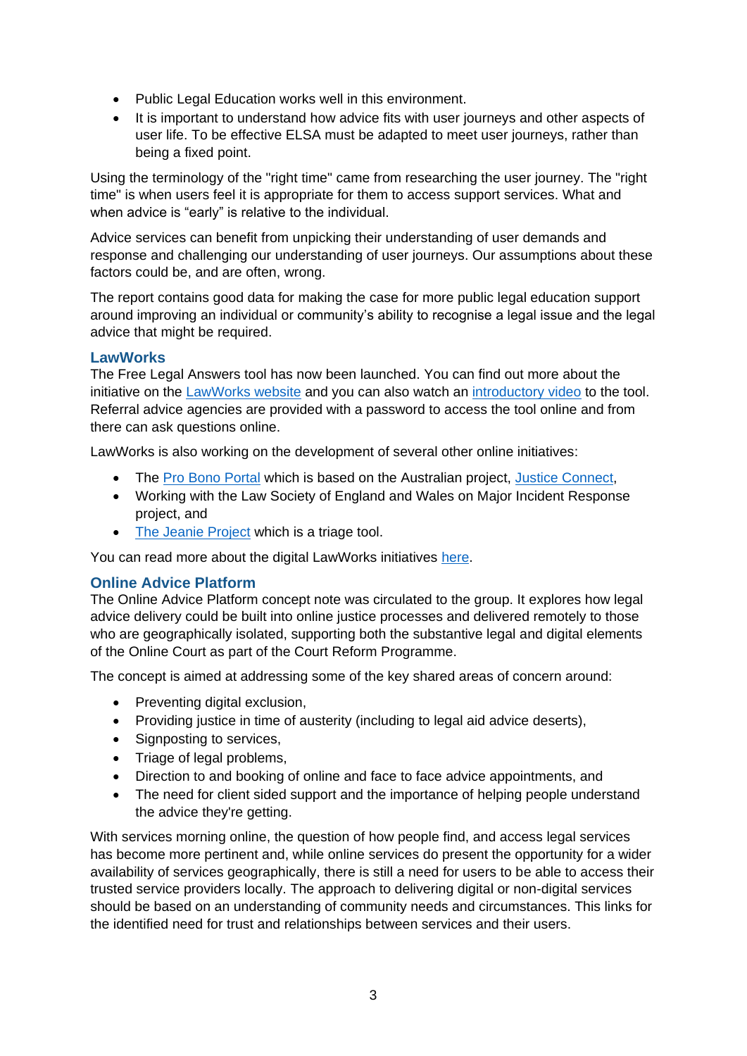- Public Legal Education works well in this environment.
- It is important to understand how advice fits with user journeys and other aspects of user life. To be effective ELSA must be adapted to meet user journeys, rather than being a fixed point.

Using the terminology of the "right time" came from researching the user journey. The "right time" is when users feel it is appropriate for them to access support services. What and when advice is “early” is relative to the individual.

Advice services can benefit from unpicking their understanding of user demands and response and challenging our understanding of user journeys. Our assumptions about these factors could be, and are often, wrong.

The report contains good data for making the case for more public legal education support around improving an individual or community’s ability to recognise a legal issue and the legal advice that might be required.

### LawWorks

The Free Legal Answers tool has now been launched. You can find out more about the initiative on the LawWorks website and you can also watch an introductory video to the tool. Referral advice agencies are provided with a password to access the tool online and from there can ask questions online.

LawWorks is also working on the development of several other online initiatives:

- The Pro Bono Portal which is based on the Australian project, Justice Connect,
- Working with the Law Society of England and Wales on Major Incident Response project, and
- The Jeanie Project which is a triage tool.

You can read more about the digital LawWorks initiatives here.

### Online Advice Platform

The Online Advice Platform concept note was circulated to the group. It explores how legal advice delivery could be built into online justice processes and delivered remotely to those who are geographically isolated, supporting both the substantive legal and digital elements of the Online Court as part of the Court Reform Programme.

The concept is aimed at addressing some of the key shared areas of concern around:

- Preventing digital exclusion,
- Providing justice in time of austerity (including to legal aid advice deserts),
- Signposting to services,
- Triage of legal problems,
- Direction to and booking of online and face to face advice appointments, and
- The need for client sided support and the importance of helping people understand the advice they're getting.

With services morning online, the question of how people find, and access legal services has become more pertinent and, while online services do present the opportunity for a wider availability of services geographically, there is still a need for users to be able to access their trusted service providers locally. The approach to delivering digital or non-digital services should be based on an understanding of community needs and circumstances. This links for the identified need for trust and relationships between services and their users.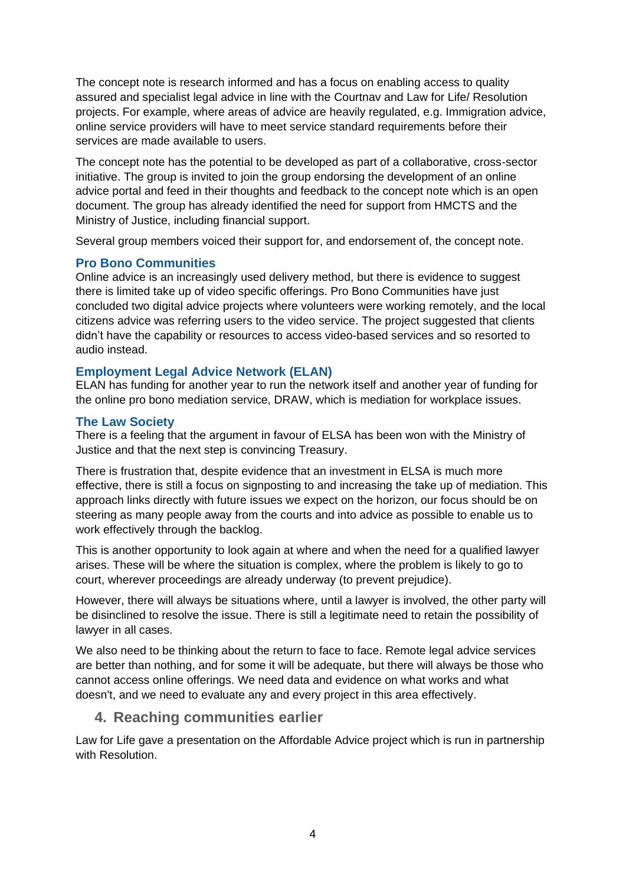The concept note is research informed and has a focus on enabling access to quality assured and specialist legal advice in line with the Courtnav and Law for Life/ Resolution projects. For example, where areas of advice are heavily regulated, e.g. Immigration advice, online service providers will have to meet service standard requirements before their services are made available to users.

The concept note has the potential to be developed as part of a collaborative, cross-sector initiative. The group is invited to join the group endorsing the development of an online advice portal and feed in their thoughts and feedback to the concept note which is an open document. The group has already identified the need for support from HMCTS and the Ministry of Justice, including financial support.

Several group members voiced their support for, and endorsement of, the concept note.

### Pro Bono Communities

Online advice is an increasingly used delivery method, but there is evidence to suggest there is limited take up of video specific offerings. Pro Bono Communities have just concluded two digital advice projects where volunteers were working remotely, and the local citizens advice was referring users to the video service. The project suggested that clients didn't have the capability or resources to access video-based services and so resorted to audio instead.

### Employment Legal Advice Network (ELAN)

ELAN has funding for another year to run the network itself and another year of funding for the online pro bono mediation service, DRAW, which is mediation for workplace issues.

### The Law Society

There is a feeling that the argument in favour of ELSA has been won with the Ministry of Justice and that the next step is convincing Treasury.

There is frustration that, despite evidence that an investment in ELSA is much more effective, there is still a focus on signposting to and increasing the take up of mediation. This approach links directly with future issues we expect on the horizon, our focus should be on steering as many people away from the courts and into advice as possible to enable us to work effectively through the backlog.

This is another opportunity to look again at where and when the need for a qualified lawyer arises. These will be where the situation is complex, where the problem is likely to go to court, wherever proceedings are already underway (to prevent prejudice).

However, there will always be situations where, until a lawyer is involved, the other party will be disinclined to resolve the issue. There is still a legitimate need to retain the possibility of lawyer in all cases.

We also need to be thinking about the return to face to face. Remote legal advice services are better than nothing, and for some it will be adequate, but there will always be those who cannot access online offerings. We need data and evidence on what works and what doesn't, and we need to evaluate any and every project in this area effectively.

## 4. Reaching communities earlier

Law for Life gave a presentation on the Affordable Advice project which is run in partnership with Resolution.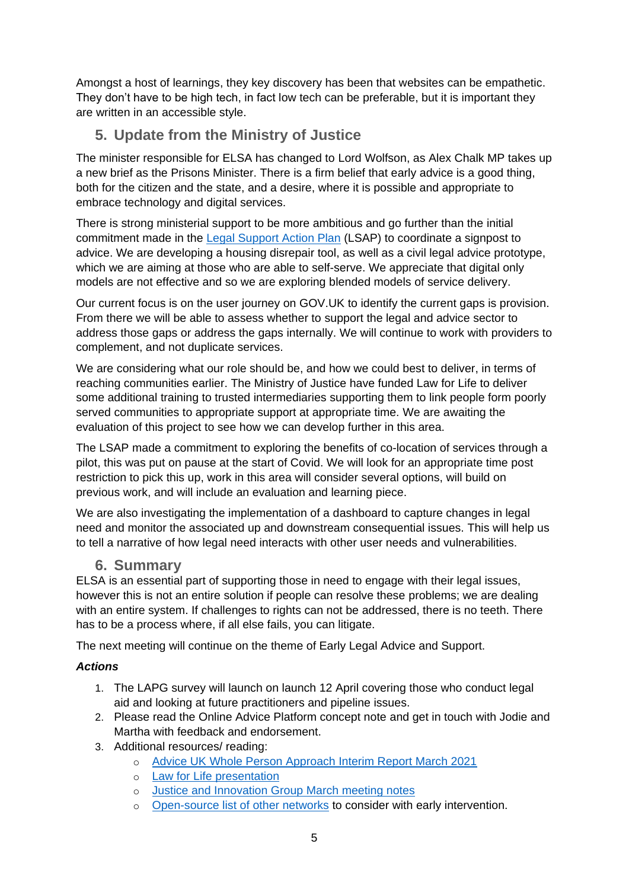Amongst a host of learnings, they key discovery has been that websites can be empathetic. They don't have to be high tech, in fact low tech can be preferable, but it is important they are written in an accessible style.

## 5. Update from the Ministry of Justice

The minister responsible for ELSA has changed to Lord Wolfson, as Alex Chalk MP takes up a new brief as the Prisons Minister. There is a firm belief that early advice is a good thing, both for the citizen and the state, and a desire, where it is possible and appropriate to embrace technology and digital services.

There is strong ministerial support to be more ambitious and go further than the initial commitment made in the Legal Support Action Plan (LSAP) to coordinate a signpost to advice. We are developing a housing disrepair tool, as well as a civil legal advice prototype, which we are aiming at those who are able to self-serve. We appreciate that digital only models are not effective and so we are exploring blended models of service delivery.

Our current focus is on the user journey on GOV.UK to identify the current gaps is provision. From there we will be able to assess whether to support the legal and advice sector to address those gaps or address the gaps internally. We will continue to work with providers to complement, and not duplicate services.

We are considering what our role should be, and how we could best to deliver, in terms of reaching communities earlier. The Ministry of Justice have funded Law for Life to deliver some additional training to trusted intermediaries supporting them to link people form poorly served communities to appropriate support at appropriate time. We are awaiting the evaluation of this project to see how we can develop further in this area.

The LSAP made a commitment to exploring the benefits of co-location of services through a pilot, this was put on pause at the start of Covid. We will look for an appropriate time post restriction to pick this up, work in this area will consider several options, will build on previous work, and will include an evaluation and learning piece.

We are also investigating the implementation of a dashboard to capture changes in legal need and monitor the associated up and downstream consequential issues. This will help us to tell a narrative of how legal need interacts with other user needs and vulnerabilities.

## 6. Summary

ELSA is an essential part of supporting those in need to engage with their legal issues, however this is not an entire solution if people can resolve these problems; we are dealing with an entire system. If challenges to rights can not be addressed, there is no teeth. There has to be a process where, if all else fails, you can litigate.

The next meeting will continue on the theme of Early Legal Advice and Support.

***Actions***

1. The LAPG survey will launch on launch 12 April covering those who conduct legal aid and looking at future practitioners and pipeline issues.
2. Please read the Online Advice Platform concept note and get in touch with Jodie and Martha with feedback and endorsement.
3. Additional resources/ reading:
   - Advice UK Whole Person Approach Interim Report March 2021
   - Law for Life presentation
   - Justice and Innovation Group March meeting notes
   - Open-source list of other networks to consider with early intervention.